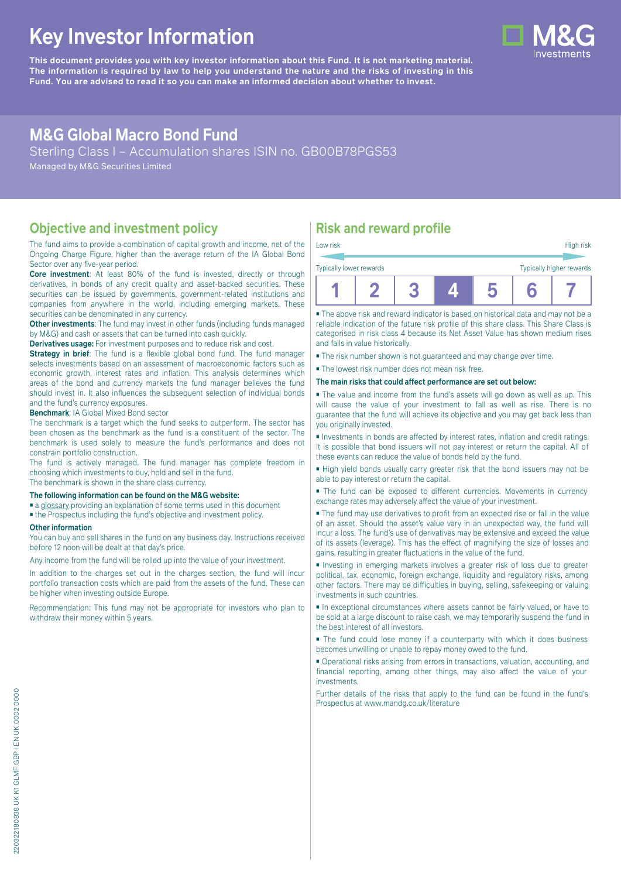# Key Investor Information

**This document provides you with key investor information about this Fund. It is not marketing material. The information is required by law to help you understand the nature and the risks of investing in this Fund. You are advised to read it so you can make an informed decision about whether to invest.**

## M&G Global Macro Bond Fund

Sterling Class I – Accumulation shares ISIN no. GB00B78PGS53

Managed by M&G Securities Limited

### Objective and investment policy

The fund aims to provide a combination of capital growth and income, net of the Ongoing Charge Figure, higher than the average return of the IA Global Bond Sector over any five-year period.

**Core investment**: At least 80% of the fund is invested, directly or through derivatives, in bonds of any credit quality and asset-backed securities. These securities can be issued by governments, government-related institutions and companies from anywhere in the world, including emerging markets. These securities can be denominated in any currency.

**Other investments**: The fund may invest in other funds (including funds managed by M&G) and cash or assets that can be turned into cash quickly.

**Derivatives usage:** For investment purposes and to reduce risk and cost.

**Strategy in brief**: The fund is a flexible global bond fund. The fund manager selects investments based on an assessment of macroeconomic factors such as economic growth, interest rates and inflation. This analysis determines which areas of the bond and currency markets the fund manager believes the fund should invest in. It also influences the subsequent selection of individual bonds and the fund's currency exposures.

**Benchmark**: IA Global Mixed Bond sector

The benchmark is a target which the fund seeks to outperform. The sector has been chosen as the benchmark as the fund is a constituent of the sector. The benchmark is used solely to measure the fund's performance and does not constrain portfolio construction.

The fund is actively managed. The fund manager has complete freedom in choosing which investments to buy, hold and sell in the fund.

The benchmark is shown in the share class currency.

**The following information can be found on the M&G website:**

- a glossary providing an explanation of some terms used in this document
- the Prospectus including the fund's objective and investment policy.

**Other information**

You can buy and sell shares in the fund on any business day. Instructions received before 12 noon will be dealt at that day's price.

Any income from the fund will be rolled up into the value of your investment.

In addition to the charges set out in the charges section, the fund will incur portfolio transaction costs which are paid from the assets of the fund. These can be higher when investing outside Europe.

Recommendation: This fund may not be appropriate for investors who plan to withdraw their money within 5 years.

### Risk and reward profile

| Low risk | | | | | | High risk |
|---|---|---|---|---|---|---|
| Typically lower rewards | | | | | | Typically higher rewards |
| 1 | 2 | 3 | **4** | 5 | 6 | 7 |

- The above risk and reward indicator is based on historical data and may not be a reliable indication of the future risk profile of this share class. This Share Class is categorised in risk class 4 because its Net Asset Value has shown medium rises and falls in value historically.
- The risk number shown is not guaranteed and may change over time.
- The lowest risk number does not mean risk free.

**The main risks that could affect performance are set out below:**

- The value and income from the fund's assets will go down as well as up. This will cause the value of your investment to fall as well as rise. There is no guarantee that the fund will achieve its objective and you may get back less than you originally invested.
- Investments in bonds are affected by interest rates, inflation and credit ratings. It is possible that bond issuers will not pay interest or return the capital. All of these events can reduce the value of bonds held by the fund.
- High yield bonds usually carry greater risk that the bond issuers may not be able to pay interest or return the capital.
- The fund can be exposed to different currencies. Movements in currency exchange rates may adversely affect the value of your investment.
- The fund may use derivatives to profit from an expected rise or fall in the value of an asset. Should the asset's value vary in an unexpected way, the fund will incur a loss. The fund's use of derivatives may be extensive and exceed the value of its assets (leverage). This has the effect of magnifying the size of losses and gains, resulting in greater fluctuations in the value of the fund.
- Investing in emerging markets involves a greater risk of loss due to greater political, tax, economic, foreign exchange, liquidity and regulatory risks, among other factors. There may be difficulties in buying, selling, safekeeping or valuing investments in such countries.
- In exceptional circumstances where assets cannot be fairly valued, or have to be sold at a large discount to raise cash, we may temporarily suspend the fund in the best interest of all investors.
- The fund could lose money if a counterparty with which it does business becomes unwilling or unable to repay money owed to the fund.
- Operational risks arising from errors in transactions, valuation, accounting, and financial reporting, among other things, may also affect the value of your investments.

Further details of the risks that apply to the fund can be found in the fund's Prospectus at www.mandg.co.uk/literature

22032180838 UK K1 GLMF GBP I EN UK 0002 0000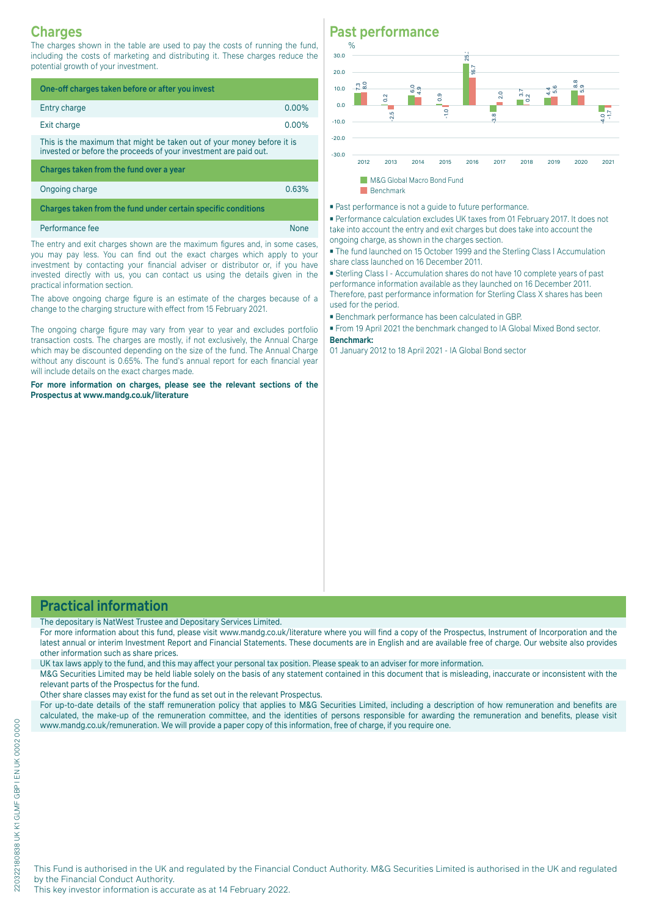## Charges

The charges shown in the table are used to pay the costs of running the fund, including the costs of marketing and distributing it. These charges reduce the potential growth of your investment.

| One-off charges taken before or after you invest | |
|---|---|
| Entry charge | 0.00% |
| Exit charge | 0.00% |
| This is the maximum that might be taken out of your money before it is invested or before the proceeds of your investment are paid out. | |
| **Charges taken from the fund over a year** | |
| Ongoing charge | 0.63% |
| **Charges taken from the fund under certain specific conditions** | |
| Performance fee | None |

The entry and exit charges shown are the maximum figures and, in some cases, you may pay less. You can find out the exact charges which apply to your investment by contacting your financial adviser or distributor or, if you have invested directly with us, you can contact us using the details given in the practical information section.

The above ongoing charge figure is an estimate of the charges because of a change to the charging structure with effect from 15 February 2021.

The ongoing charge figure may vary from year to year and excludes portfolio transaction costs. The charges are mostly, if not exclusively, the Annual Charge which may be discounted depending on the size of the fund. The Annual Charge without any discount is 0.65%. The fund's annual report for each financial year will include details on the exact charges made.

**For more information on charges, please see the relevant sections of the Prospectus at www.mandg.co.uk/literature**

## Past performance

%

30.0
20.0
10.0
0.0
-10.0
-20.0
-30.0

2012: 7.3, 8.0
2013: 0.2, -2.5
2014: 6.0, 4.9
2015: 0.9, -1.0
2016: 25.1, 16.7
2017: -3.8, 2.0
2018: 3.7, 0.2
2019: 4.4, 5.6
2020: 8.8, 5.9
2021: -4.0, -1.7

M&G Global Macro Bond Fund
Benchmark

- Past performance is not a guide to future performance.
- Performance calculation excludes UK taxes from 01 February 2017. It does not take into account the entry and exit charges but does take into account the ongoing charge, as shown in the charges section.
- The fund launched on 15 October 1999 and the Sterling Class I Accumulation share class launched on 16 December 2011.
- Sterling Class I - Accumulation shares do not have 10 complete years of past performance information available as they launched on 16 December 2011. Therefore, past performance information for Sterling Class X shares has been used for the period.
- Benchmark performance has been calculated in GBP.
- From 19 April 2021 the benchmark changed to IA Global Mixed Bond sector.

**Benchmark:**

01 January 2012 to 18 April 2021 - IA Global Bond sector

## Practical information

The depositary is NatWest Trustee and Depositary Services Limited.

For more information about this fund, please visit www.mandg.co.uk/literature where you will find a copy of the Prospectus, Instrument of Incorporation and the latest annual or interim Investment Report and Financial Statements. These documents are in English and are available free of charge. Our website also provides other information such as share prices.

UK tax laws apply to the fund, and this may affect your personal tax position. Please speak to an adviser for more information.

M&G Securities Limited may be held liable solely on the basis of any statement contained in this document that is misleading, inaccurate or inconsistent with the relevant parts of the Prospectus for the fund.

Other share classes may exist for the fund as set out in the relevant Prospectus.

For up-to-date details of the staff remuneration policy that applies to M&G Securities Limited, including a description of how remuneration and benefits are calculated, the make-up of the remuneration committee, and the identities of persons responsible for awarding the remuneration and benefits, please visit www.mandg.co.uk/remuneration. We will provide a paper copy of this information, free of charge, if you require one.

This Fund is authorised in the UK and regulated by the Financial Conduct Authority. M&G Securities Limited is authorised in the UK and regulated by the Financial Conduct Authority.

This key investor information is accurate as at 14 February 2022.

220322180838 UK K1 GLMF GBP I EN UK 0002 0000